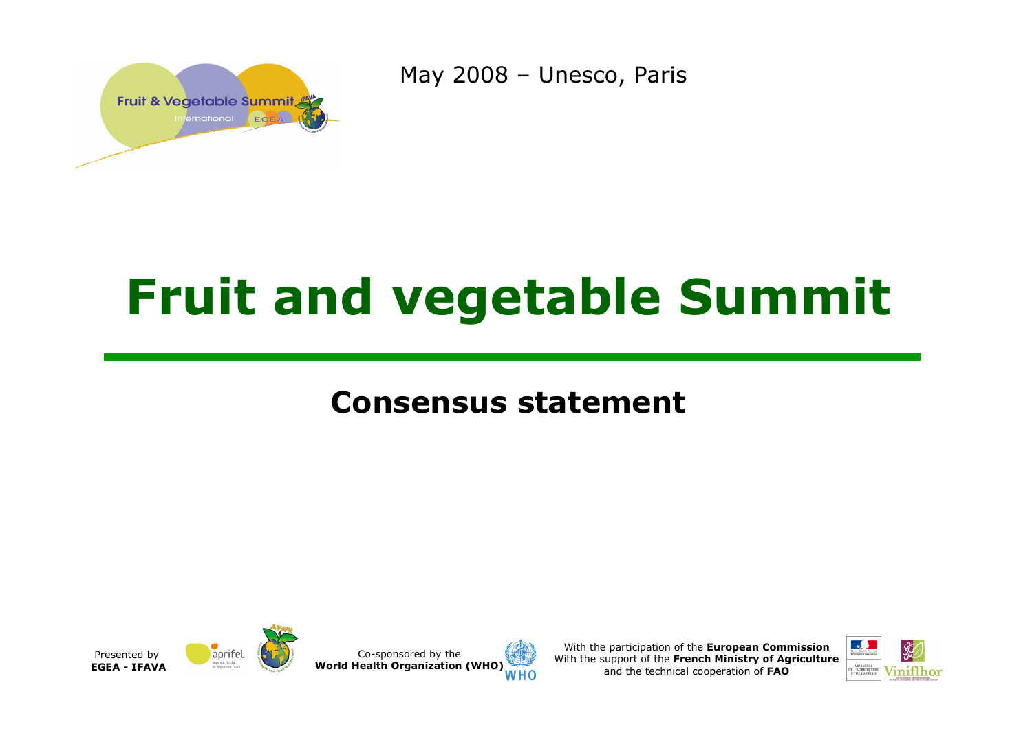May 2008 – Unesco, Paris

# Fruit and vegetable Summit

## Consensus statement

Presented by **EGEA - IFAVA**

Co-sponsored by the **World Health Organization (WHO)**

With the participation of the **European Commission**
With the support of the **French Ministry of Agriculture**
and the technical cooperation of **FAO**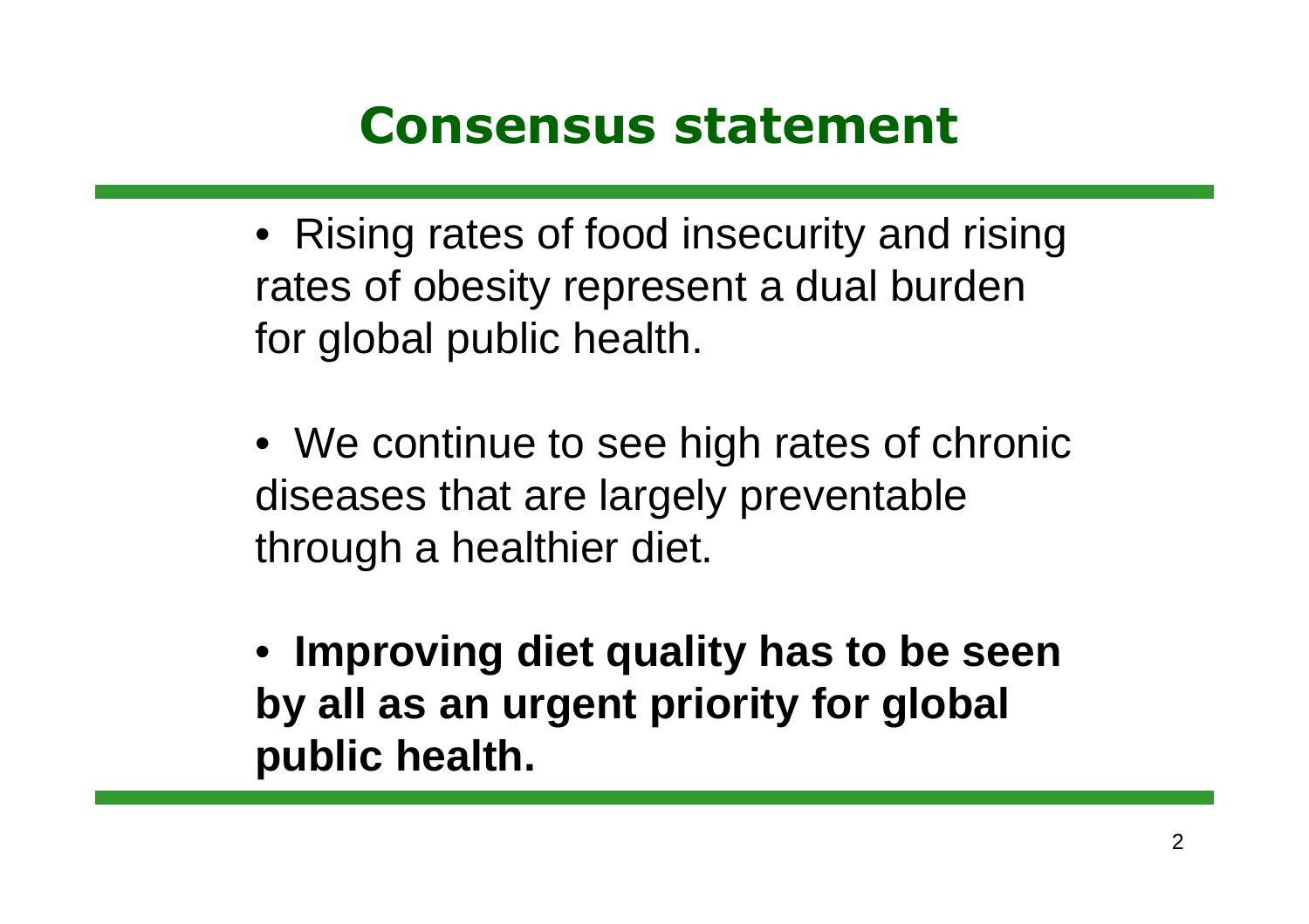# Consensus statement

- Rising rates of food insecurity and rising rates of obesity represent a dual burden for global public health.
- We continue to see high rates of chronic diseases that are largely preventable through a healthier diet.
- **Improving diet quality has to be seen by all as an urgent priority for global public health.**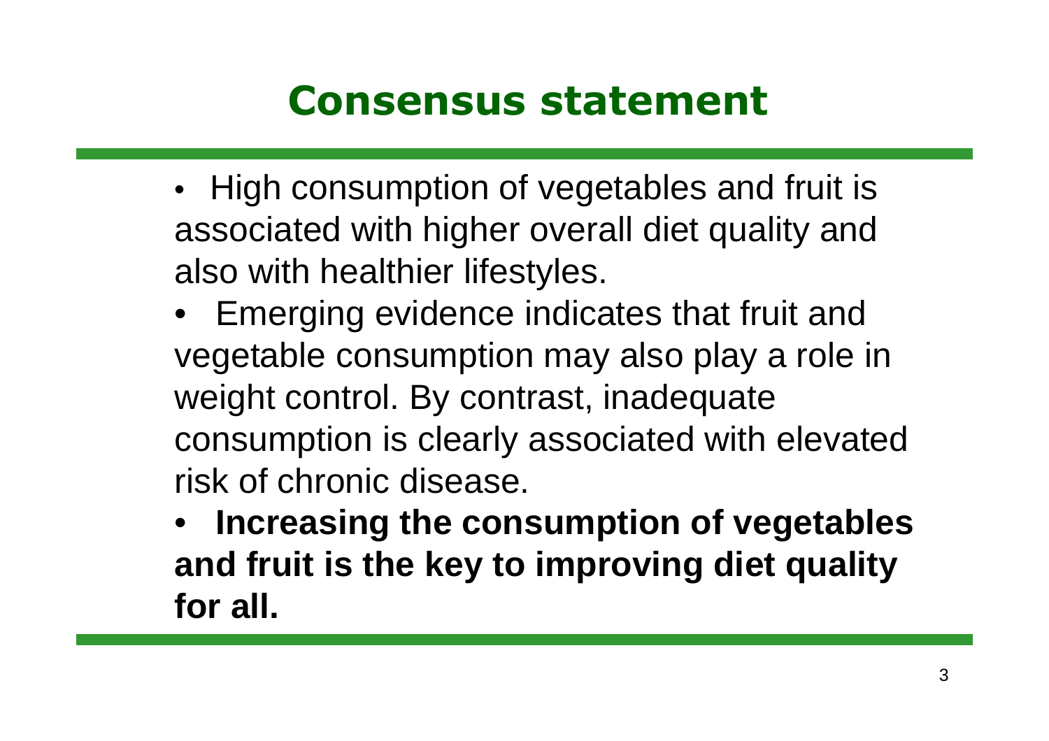# Consensus statement

- High consumption of vegetables and fruit is associated with higher overall diet quality and also with healthier lifestyles.
- Emerging evidence indicates that fruit and vegetable consumption may also play a role in weight control. By contrast, inadequate consumption is clearly associated with elevated risk of chronic disease.
- **Increasing the consumption of vegetables and fruit is the key to improving diet quality for all.**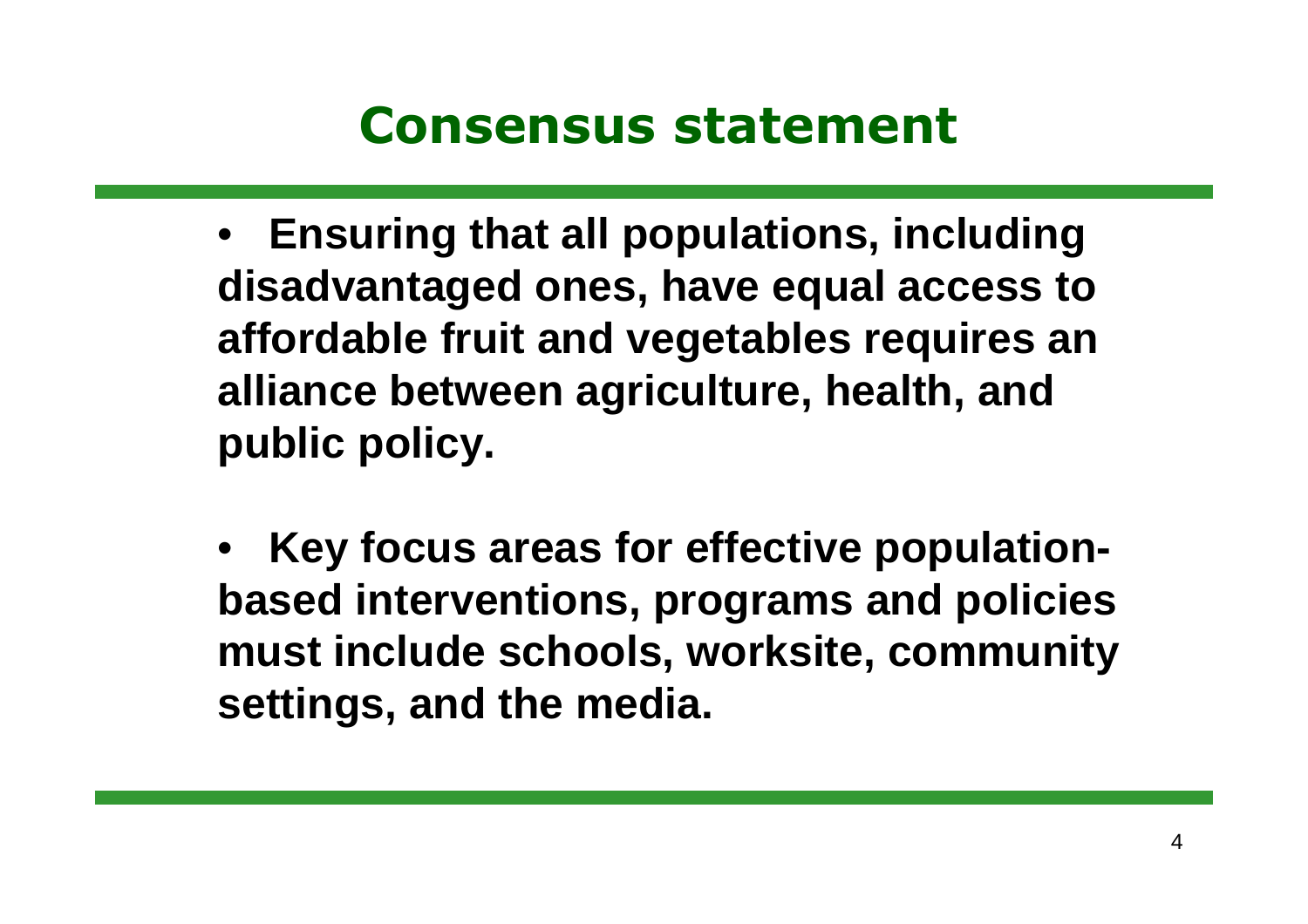# Consensus statement

- **Ensuring that all populations, including disadvantaged ones, have equal access to affordable fruit and vegetables requires an alliance between agriculture, health, and public policy.**

- **Key focus areas for effective population-based interventions, programs and policies must include schools, worksite, community settings, and the media.**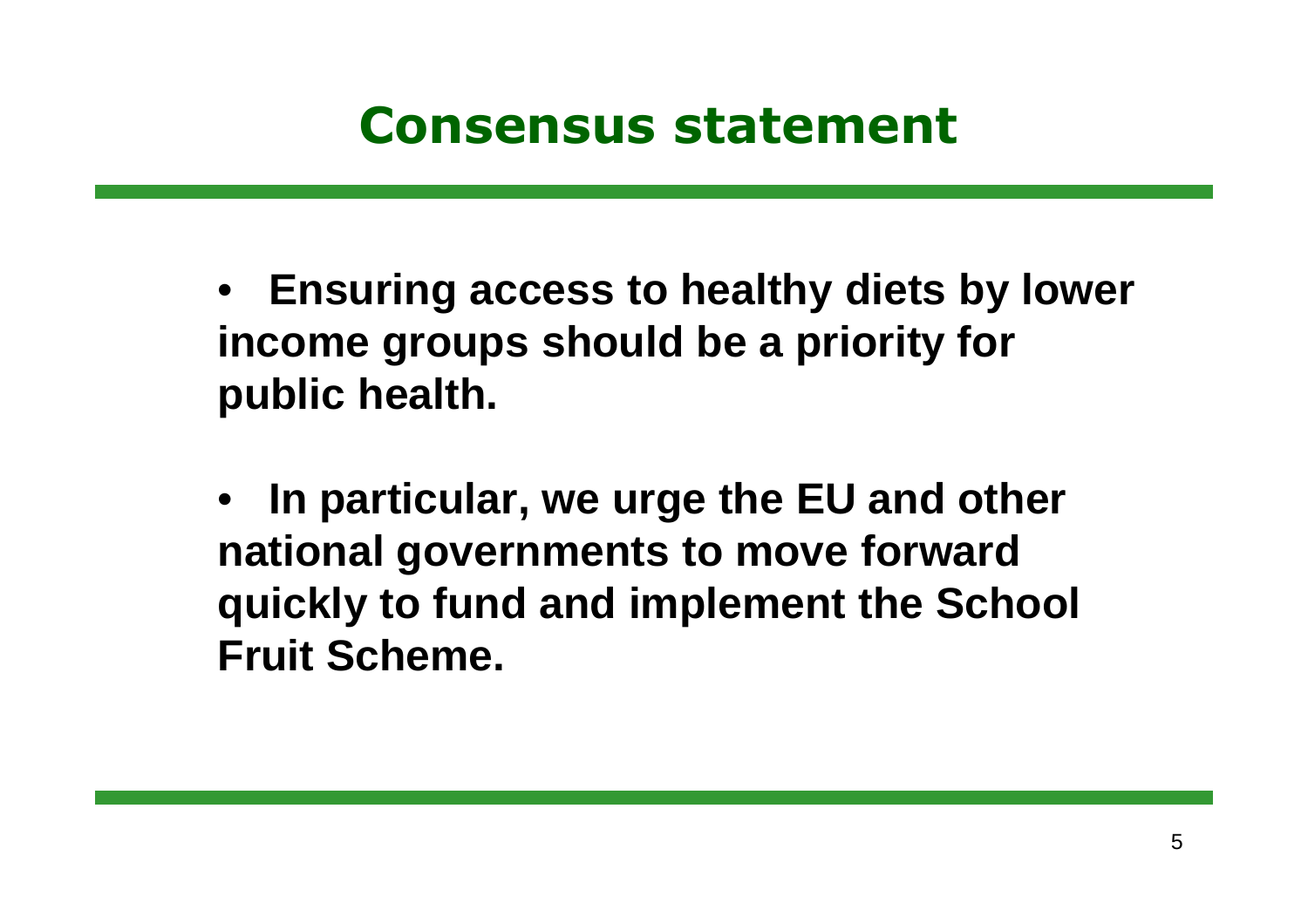# Consensus statement

- **Ensuring access to healthy diets by lower income groups should be a priority for public health.**

- **In particular, we urge the EU and other national governments to move forward quickly to fund and implement the School Fruit Scheme.**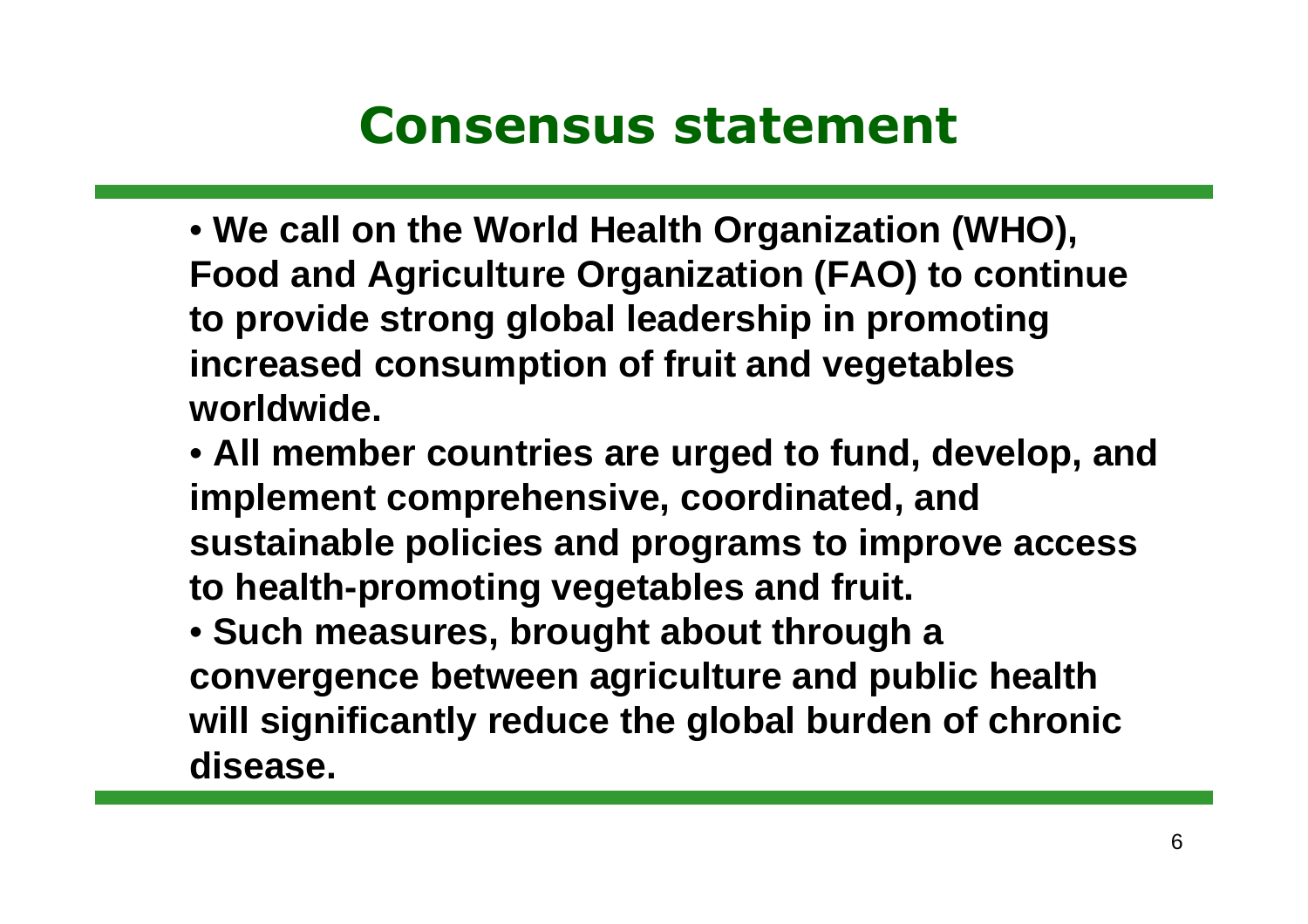# Consensus statement

- **We call on the World Health Organization (WHO), Food and Agriculture Organization (FAO) to continue to provide strong global leadership in promoting increased consumption of fruit and vegetables worldwide.**
- **All member countries are urged to fund, develop, and implement comprehensive, coordinated, and sustainable policies and programs to improve access to health-promoting vegetables and fruit.**
- **Such measures, brought about through a convergence between agriculture and public health will significantly reduce the global burden of chronic disease.**